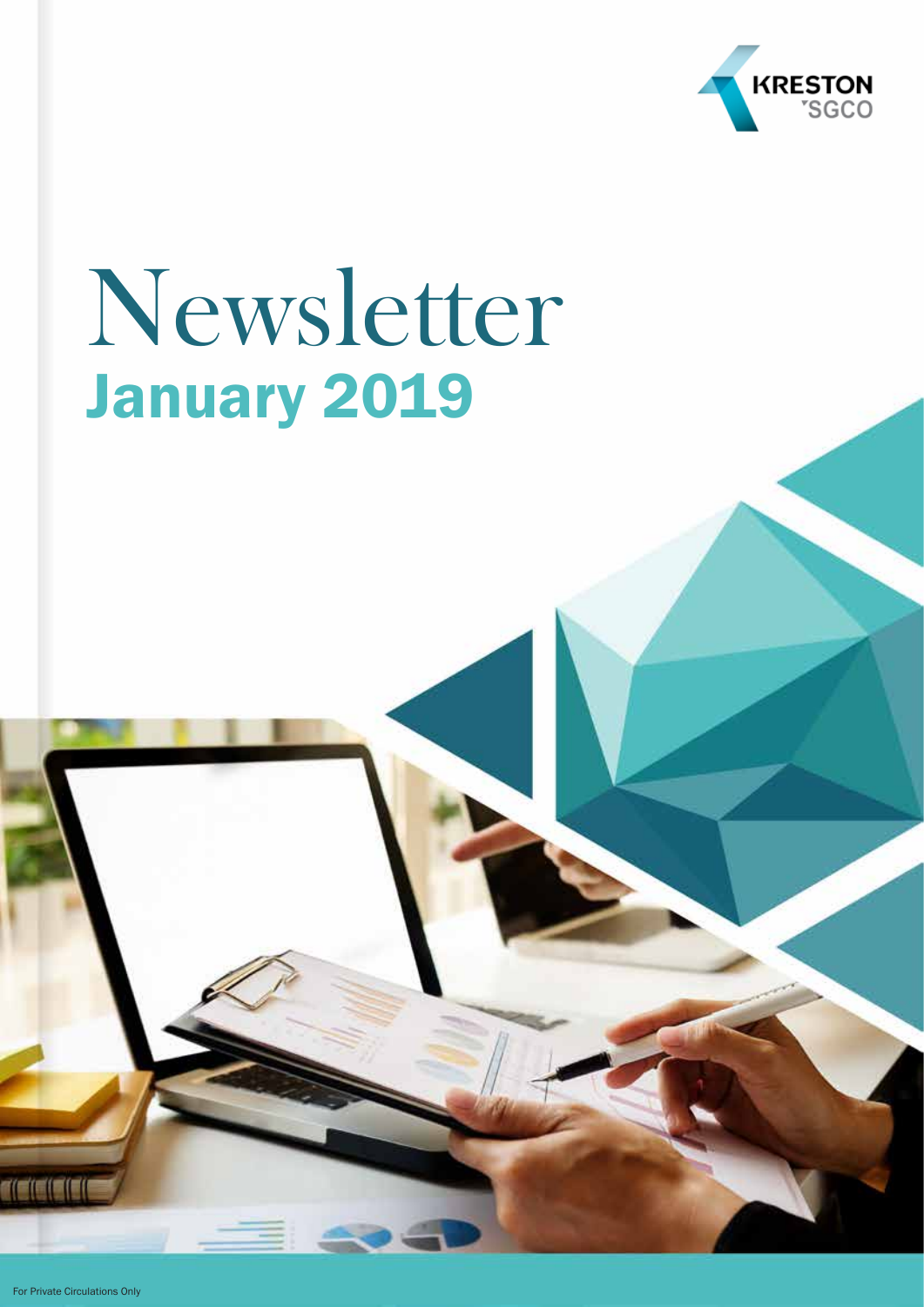KRESTON SGCO

# Newsletter

## January 2019

For Private Circulations Only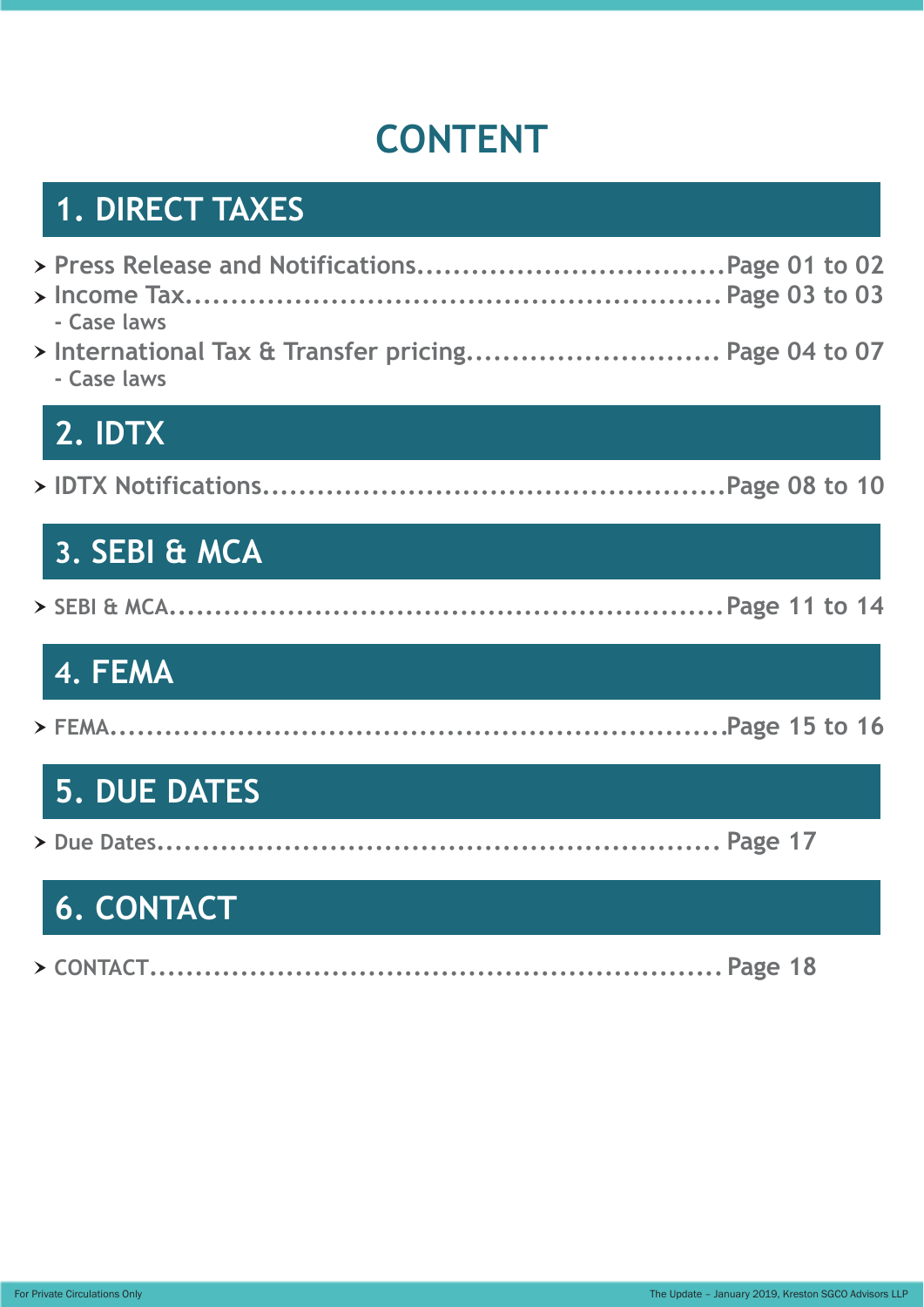# CONTENT

## 1. DIRECT TAXES

- Press Release and Notifications..................................Page 01 to 02
- Income Tax..........................................................Page 03 to 03
  - Case laws
- International Tax & Transfer pricing............................ Page 04 to 07
  - Case laws

## 2. IDTX

- IDTX Notifications...................................................Page 08 to 10

## 3. SEBI & MCA

- SEBI & MCA.............................................................Page 11 to 14

## 4. FEMA

- FEMA.......................................................................Page 15 to 16

## 5. DUE DATES

- Due Dates.............................................................. Page 17

## 6. CONTACT

- CONTACT................................................................ Page 18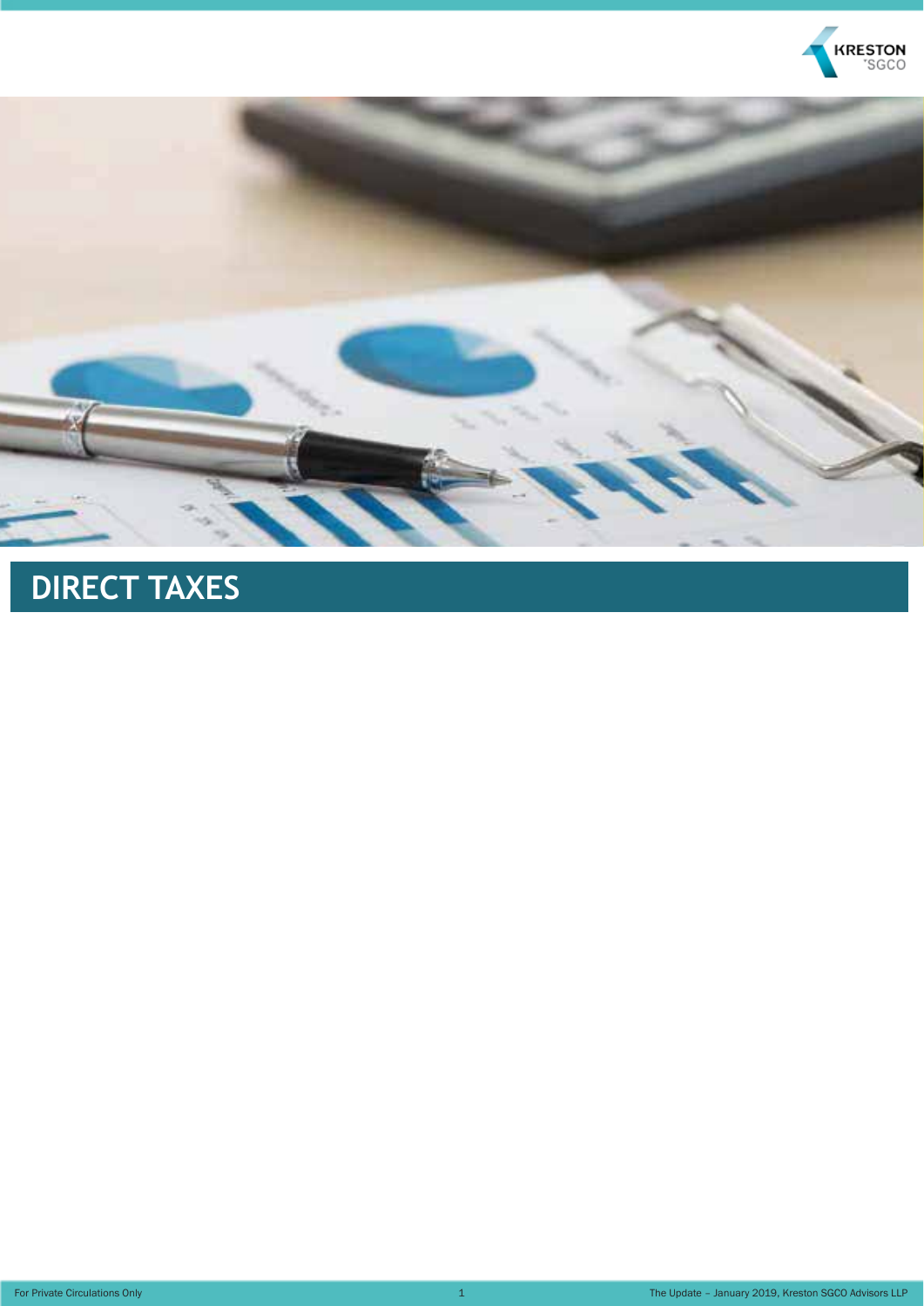# DIRECT TAXES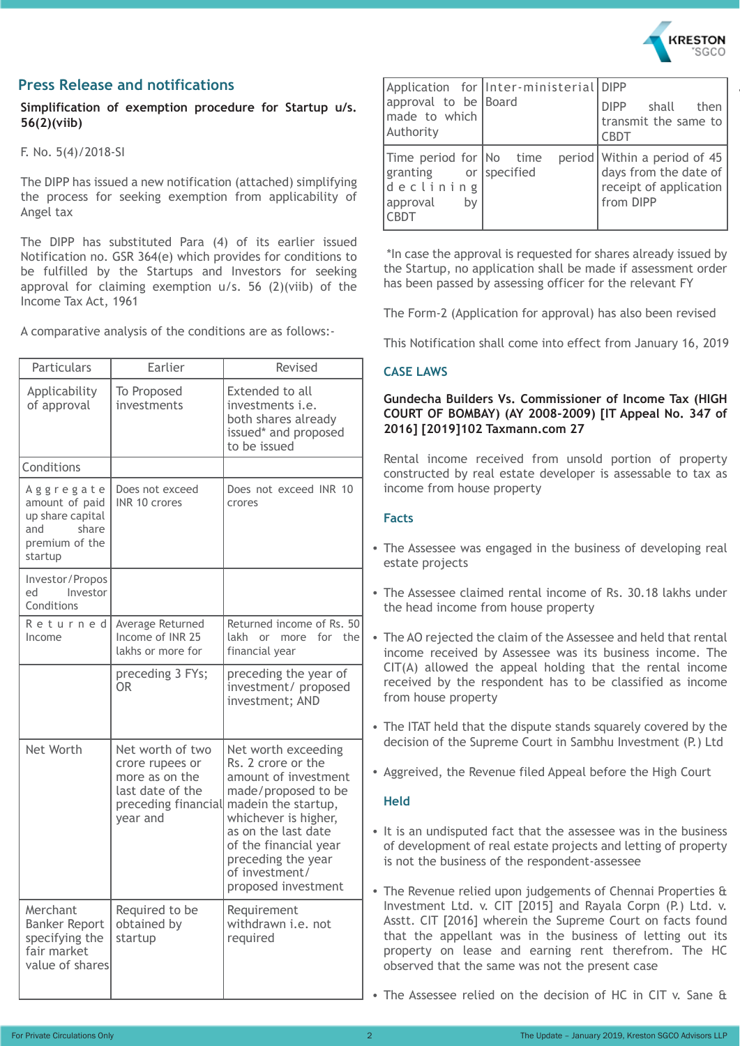## Press Release and notifications

**Simplification of exemption procedure for Startup u/s. 56(2)(viib)**

F. No. 5(4)/2018-SI

The DIPP has issued a new notification (attached) simplifying the process for seeking exemption from applicability of Angel tax

The DIPP has substituted Para (4) of its earlier issued Notification no. GSR 364(e) which provides for conditions to be fulfilled by the Startups and Investors for seeking approval for claiming exemption u/s. 56 (2)(viib) of the Income Tax Act, 1961

A comparative analysis of the conditions are as follows:-

| Particulars | Earlier | Revised |
|---|---|---|
| Applicability of approval | To Proposed investments | Extended to all investments i.e. both shares already issued* and proposed to be issued |
| Conditions | | |
| Aggregate amount of paid up share capital and share premium of the startup | Does not exceed INR 10 crores | Does not exceed INR 10 crores |
| Investor/Proposed Investor Conditions | | |
| Returned Income | Average Returned Income of INR 25 lakhs or more for | Returned income of Rs. 50 lakh or more for the financial year |
| | preceding 3 FYs; OR | preceding the year of investment/ proposed investment; AND |
| Net Worth | Net worth of two crore rupees or more as on the last date of the preceding financial year and | Net worth exceeding Rs. 2 crore or the amount of investment made/proposed to be madein the startup, whichever is higher, as on the last date of the financial year preceding the year of investment/ proposed investment |
| Merchant Banker Report specifying the fair market value of shares | Required to be obtained by startup | Requirement withdrawn i.e. not required |
| Application for approval to be made to which Authority | Inter-ministerial Board | DIPP<br>DIPP shall then transmit the same to CBDT |
| Time period for granting or declining approval by CBDT | No time period specified | Within a period of 45 days from the date of receipt of application from DIPP |

*In case the approval is requested for shares already issued by the Startup, no application shall be made if assessment order has been passed by assessing officer for the relevant FY

The Form-2 (Application for approval) has also been revised

This Notification shall come into effect from January 16, 2019

## CASE LAWS

**Gundecha Builders Vs. Commissioner of Income Tax (HIGH COURT OF BOMBAY) (AY 2008-2009) [IT Appeal No. 347 of 2016] [2019]102 Taxmann.com 27**

Rental income received from unsold portion of property constructed by real estate developer is assessable to tax as income from house property

### Facts

- The Assessee was engaged in the business of developing real estate projects
- The Assessee claimed rental income of Rs. 30.18 lakhs under the head income from house property
- The AO rejected the claim of the Assessee and held that rental income received by Assessee was its business income. The CIT(A) allowed the appeal holding that the rental income received by the respondent has to be classified as income from house property
- The ITAT held that the dispute stands squarely covered by the decision of the Supreme Court in Sambhu Investment (P.) Ltd
- Aggrieved, the Revenue filed Appeal before the High Court

### Held

- It is an undisputed fact that the assessee was in the business of development of real estate projects and letting of property is not the business of the respondent-assessee
- The Revenue relied upon judgements of Chennai Properties & Investment Ltd. v. CIT [2015] and Rayala Corpn (P.) Ltd. v. Asstt. CIT [2016] wherein the Supreme Court on facts found that the appellant was in the business of letting out its property on lease and earning rent therefrom. The HC observed that the same was not the present case
- The Assessee relied on the decision of HC in CIT v. Sane &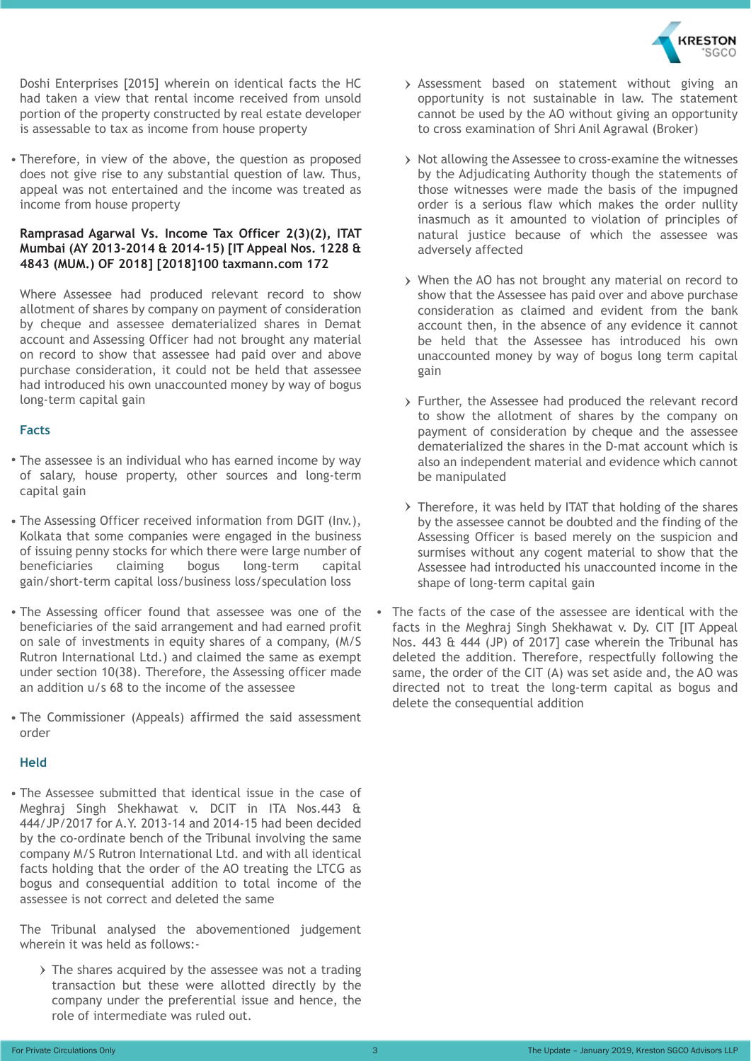Doshi Enterprises [2015] wherein on identical facts the HC had taken a view that rental income received from unsold portion of the property constructed by real estate developer is assessable to tax as income from house property

- Therefore, in view of the above, the question as proposed does not give rise to any substantial question of law. Thus, appeal was not entertained and the income was treated as income from house property

**Ramprasad Agarwal Vs. Income Tax Officer 2(3)(2), ITAT Mumbai (AY 2013-2014 & 2014-15) [IT Appeal Nos. 1228 & 4843 (MUM.) OF 2018] [2018]100 taxmann.com 172**

Where Assessee had produced relevant record to show allotment of shares by company on payment of consideration by cheque and assessee dematerialized shares in Demat account and Assessing Officer had not brought any material on record to show that assessee had paid over and above purchase consideration, it could not be held that assessee had introduced his own unaccounted money by way of bogus long-term capital gain

### Facts

- The assessee is an individual who has earned income by way of salary, house property, other sources and long-term capital gain
- The Assessing Officer received information from DGIT (Inv.), Kolkata that some companies were engaged in the business of issuing penny stocks for which there were large number of beneficiaries claiming bogus long-term capital gain/short-term capital loss/business loss/speculation loss
- The Assessing officer found that assessee was one of the beneficiaries of the said arrangement and had earned profit on sale of investments in equity shares of a company, (M/S Rutron International Ltd.) and claimed the same as exempt under section 10(38). Therefore, the Assessing officer made an addition u/s 68 to the income of the assessee
- The Commissioner (Appeals) affirmed the said assessment order

### Held

- The Assessee submitted that identical issue in the case of Meghraj Singh Shekhawat v. DCIT in ITA Nos.443 & 444/JP/2017 for A.Y. 2013-14 and 2014-15 had been decided by the co-ordinate bench of the Tribunal involving the same company M/S Rutron International Ltd. and with all identical facts holding that the order of the AO treating the LTCG as bogus and consequential addition to total income of the assessee is not correct and deleted the same

  The Tribunal analysed the abovementioned judgement wherein it was held as follows:-

  - The shares acquired by the assessee was not a trading transaction but these were allotted directly by the company under the preferential issue and hence, the role of intermediate was ruled out.
  - Assessment based on statement without giving an opportunity is not sustainable in law. The statement cannot be used by the AO without giving an opportunity to cross examination of Shri Anil Agrawal (Broker)
  - Not allowing the Assessee to cross-examine the witnesses by the Adjudicating Authority though the statements of those witnesses were made the basis of the impugned order is a serious flaw which makes the order nullity inasmuch as it amounted to violation of principles of natural justice because of which the assessee was adversely affected
  - When the AO has not brought any material on record to show that the Assessee has paid over and above purchase consideration as claimed and evident from the bank account then, in the absence of any evidence it cannot be held that the Assessee has introduced his own unaccounted money by way of bogus long term capital gain
  - Further, the Assessee had produced the relevant record to show the allotment of shares by the company on payment of consideration by cheque and the assessee dematerialized the shares in the D-mat account which is also an independent material and evidence which cannot be manipulated
  - Therefore, it was held by ITAT that holding of the shares by the assessee cannot be doubted and the finding of the Assessing Officer is based merely on the suspicion and surmises without any cogent material to show that the Assessee had introducted his unaccounted income in the shape of long-term capital gain

- The facts of the case of the assessee are identical with the facts in the Meghraj Singh Shekhawat v. Dy. CIT [IT Appeal Nos. 443 & 444 (JP) of 2017] case wherein the Tribunal has deleted the addition. Therefore, respectfully following the same, the order of the CIT (A) was set aside and, the AO was directed not to treat the long-term capital as bogus and delete the consequential addition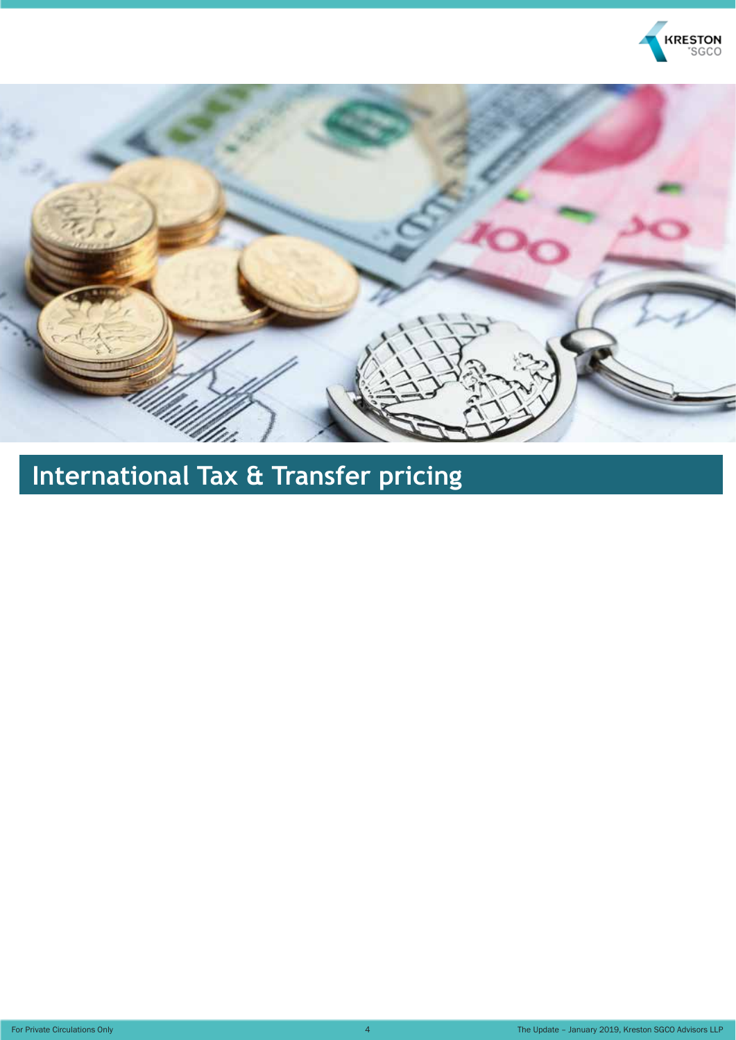# International Tax & Transfer pricing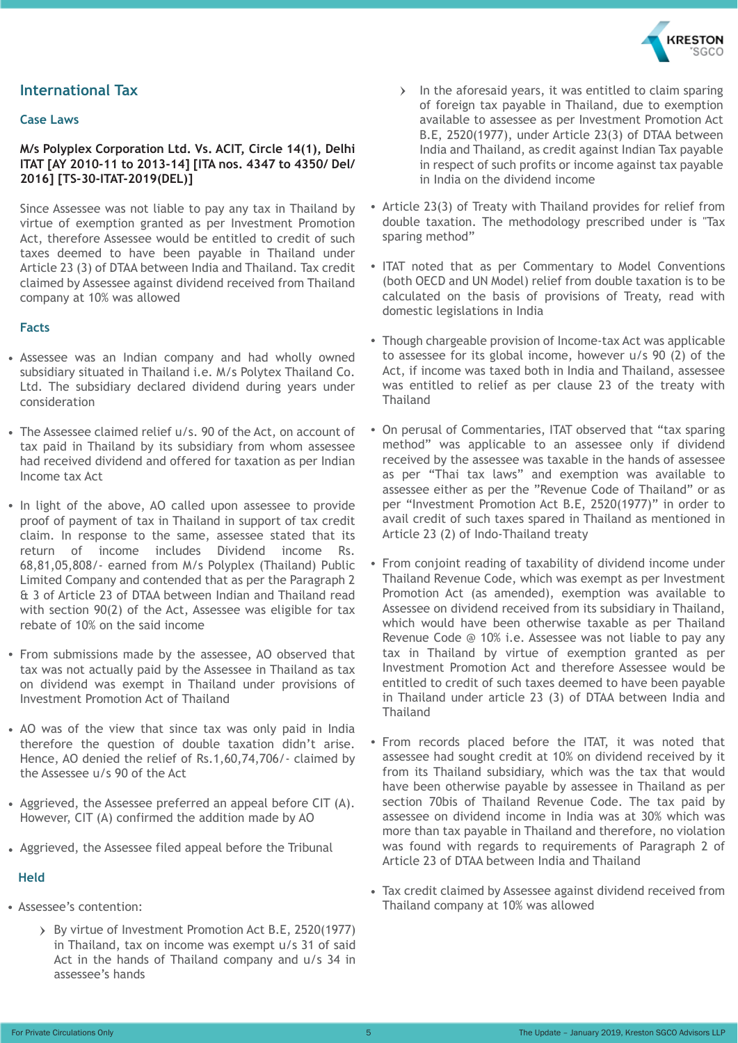## International Tax

### Case Laws

**M/s Polyplex Corporation Ltd. Vs. ACIT, Circle 14(1), Delhi ITAT [AY 2010-11 to 2013-14] [ITA nos. 4347 to 4350/ Del/ 2016] [TS-30-ITAT-2019(DEL)]**

Since Assessee was not liable to pay any tax in Thailand by virtue of exemption granted as per Investment Promotion Act, therefore Assessee would be entitled to credit of such taxes deemed to have been payable in Thailand under Article 23 (3) of DTAA between India and Thailand. Tax credit claimed by Assessee against dividend received from Thailand company at 10% was allowed

### Facts

- Assessee was an Indian company and had wholly owned subsidiary situated in Thailand i.e. M/s Polytex Thailand Co. Ltd. The subsidiary declared dividend during years under consideration
- The Assessee claimed relief u/s. 90 of the Act, on account of tax paid in Thailand by its subsidiary from whom assessee had received dividend and offered for taxation as per Indian Income tax Act
- In light of the above, AO called upon assessee to provide proof of payment of tax in Thailand in support of tax credit claim. In response to the same, assessee stated that its return of income includes Dividend income Rs. 68,81,05,808/- earned from M/s Polyplex (Thailand) Public Limited Company and contended that as per the Paragraph 2 & 3 of Article 23 of DTAA between Indian and Thailand read with section 90(2) of the Act, Assessee was eligible for tax rebate of 10% on the said income
- From submissions made by the assessee, AO observed that tax was not actually paid by the Assessee in Thailand as tax on dividend was exempt in Thailand under provisions of Investment Promotion Act of Thailand
- AO was of the view that since tax was only paid in India therefore the question of double taxation didn't arise. Hence, AO denied the relief of Rs.1,60,74,706/- claimed by the Assessee u/s 90 of the Act
- Aggrieved, the Assessee preferred an appeal before CIT (A). However, CIT (A) confirmed the addition made by AO
- Aggrieved, the Assessee filed appeal before the Tribunal

### Held

- Assessee's contention:
  - By virtue of Investment Promotion Act B.E, 2520(1977) in Thailand, tax on income was exempt u/s 31 of said Act in the hands of Thailand company and u/s 34 in assessee's hands
  - In the aforesaid years, it was entitled to claim sparing of foreign tax payable in Thailand, due to exemption available to assessee as per Investment Promotion Act B.E, 2520(1977), under Article 23(3) of DTAA between India and Thailand, as credit against Indian Tax payable in respect of such profits or income against tax payable in India on the dividend income
- Article 23(3) of Treaty with Thailand provides for relief from double taxation. The methodology prescribed under is "Tax sparing method"
- ITAT noted that as per Commentary to Model Conventions (both OECD and UN Model) relief from double taxation is to be calculated on the basis of provisions of Treaty, read with domestic legislations in India
- Though chargeable provision of Income-tax Act was applicable to assessee for its global income, however u/s 90 (2) of the Act, if income was taxed both in India and Thailand, assessee was entitled to relief as per clause 23 of the treaty with Thailand
- On perusal of Commentaries, ITAT observed that "tax sparing method" was applicable to an assessee only if dividend received by the assessee was taxable in the hands of assessee as per "Thai tax laws" and exemption was available to assessee either as per the "Revenue Code of Thailand" or as per "Investment Promotion Act B.E, 2520(1977)" in order to avail credit of such taxes spared in Thailand as mentioned in Article 23 (2) of Indo-Thailand treaty
- From conjoint reading of taxability of dividend income under Thailand Revenue Code, which was exempt as per Investment Promotion Act (as amended), exemption was available to Assessee on dividend received from its subsidiary in Thailand, which would have been otherwise taxable as per Thailand Revenue Code @ 10% i.e. Assessee was not liable to pay any tax in Thailand by virtue of exemption granted as per Investment Promotion Act and therefore Assessee would be entitled to credit of such taxes deemed to have been payable in Thailand under article 23 (3) of DTAA between India and Thailand
- From records placed before the ITAT, it was noted that assessee had sought credit at 10% on dividend received by it from its Thailand subsidiary, which was the tax that would have been otherwise payable by assessee in Thailand as per section 70bis of Thailand Revenue Code. The tax paid by assessee on dividend income in India was at 30% which was more than tax payable in Thailand and therefore, no violation was found with regards to requirements of Paragraph 2 of Article 23 of DTAA between India and Thailand
- Tax credit claimed by Assessee against dividend received from Thailand company at 10% was allowed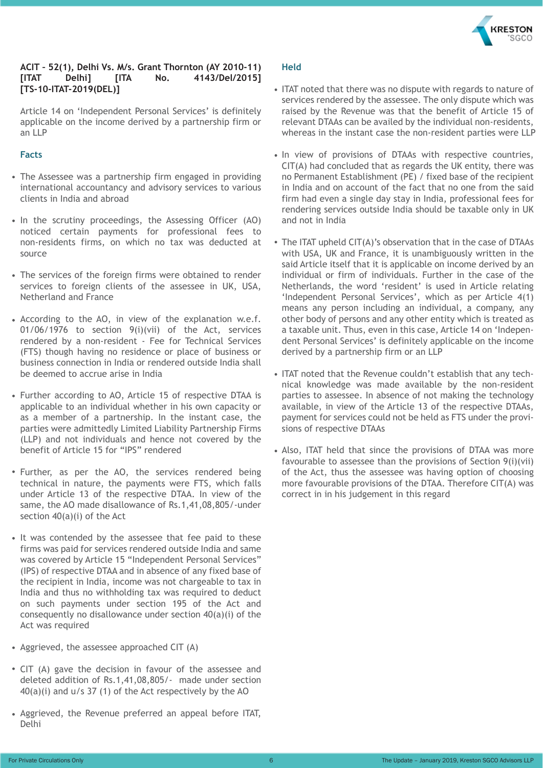**ACIT – 52(1), Delhi Vs. M/s. Grant Thornton (AY 2010-11) [ITAT Delhi] [ITA No. 4143/Del/2015] [TS-10-ITAT-2019(DEL)]**

Article 14 on 'Independent Personal Services' is definitely applicable on the income derived by a partnership firm or an LLP

### Facts

- The Assessee was a partnership firm engaged in providing international accountancy and advisory services to various clients in India and abroad
- In the scrutiny proceedings, the Assessing Officer (AO) noticed certain payments for professional fees to non-residents firms, on which no tax was deducted at source
- The services of the foreign firms were obtained to render services to foreign clients of the assessee in UK, USA, Netherland and France
- According to the AO, in view of the explanation w.e.f. 01/06/1976 to section 9(i)(vii) of the Act, services rendered by a non-resident - Fee for Technical Services (FTS) though having no residence or place of business or business connection in India or rendered outside India shall be deemed to accrue arise in India
- Further according to AO, Article 15 of respective DTAA is applicable to an individual whether in his own capacity or as a member of a partnership. In the instant case, the parties were admittedly Limited Liability Partnership Firms (LLP) and not individuals and hence not covered by the benefit of Article 15 for "IPS" rendered
- Further, as per the AO, the services rendered being technical in nature, the payments were FTS, which falls under Article 13 of the respective DTAA. In view of the same, the AO made disallowance of Rs.1,41,08,805/-under section 40(a)(i) of the Act
- It was contended by the assessee that fee paid to these firms was paid for services rendered outside India and same was covered by Article 15 "Independent Personal Services" (IPS) of respective DTAA and in absence of any fixed base of the recipient in India, income was not chargeable to tax in India and thus no withholding tax was required to deduct on such payments under section 195 of the Act and consequently no disallowance under section 40(a)(i) of the Act was required
- Aggrieved, the assessee approached CIT (A)
- CIT (A) gave the decision in favour of the assessee and deleted addition of Rs.1,41,08,805/- made under section 40(a)(i) and u/s 37 (1) of the Act respectively by the AO
- Aggrieved, the Revenue preferred an appeal before ITAT, Delhi

### Held

- ITAT noted that there was no dispute with regards to nature of services rendered by the assessee. The only dispute which was raised by the Revenue was that the benefit of Article 15 of relevant DTAAs can be availed by the individual non-residents, whereas in the instant case the non-resident parties were LLP
- In view of provisions of DTAAs with respective countries, CIT(A) had concluded that as regards the UK entity, there was no Permanent Establishment (PE) / fixed base of the recipient in India and on account of the fact that no one from the said firm had even a single day stay in India, professional fees for rendering services outside India should be taxable only in UK and not in India
- The ITAT upheld CIT(A)'s observation that in the case of DTAAs with USA, UK and France, it is unambiguously written in the said Article itself that it is applicable on income derived by an individual or firm of individuals. Further in the case of the Netherlands, the word 'resident' is used in Article relating 'Independent Personal Services', which as per Article 4(1) means any person including an individual, a company, any other body of persons and any other entity which is treated as a taxable unit. Thus, even in this case, Article 14 on 'Independent Personal Services' is definitely applicable on the income derived by a partnership firm or an LLP
- ITAT noted that the Revenue couldn't establish that any technical knowledge was made available by the non-resident parties to assessee. In absence of not making the technology available, in view of the Article 13 of the respective DTAAs, payment for services could not be held as FTS under the provisions of respective DTAAs
- Also, ITAT held that since the provisions of DTAA was more favourable to assessee than the provisions of Section 9(i)(vii) of the Act, thus the assessee was having option of choosing more favourable provisions of the DTAA. Therefore CIT(A) was correct in in his judgement in this regard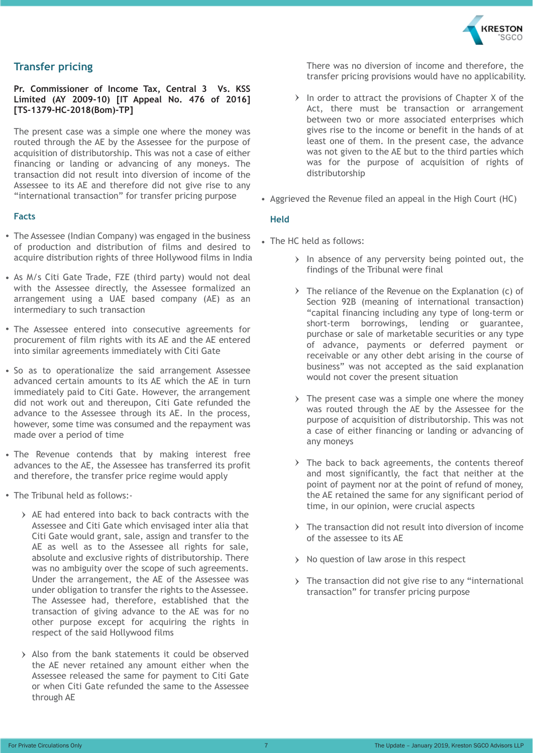## Transfer pricing

**Pr. Commissioner of Income Tax, Central 3 Vs. KSS Limited (AY 2009-10) [IT Appeal No. 476 of 2016] [TS-1379-HC-2018(Bom)-TP]**

The present case was a simple one where the money was routed through the AE by the Assessee for the purpose of acquisition of distributorship. This was not a case of either financing or landing or advancing of any moneys. The transaction did not result into diversion of income of the Assessee to its AE and therefore did not give rise to any "international transaction" for transfer pricing purpose

### Facts

- The Assessee (Indian Company) was engaged in the business of production and distribution of films and desired to acquire distribution rights of three Hollywood films in India
- As M/s Citi Gate Trade, FZE (third party) would not deal with the Assessee directly, the Assessee formalized an arrangement using a UAE based company (AE) as an intermediary to such transaction
- The Assessee entered into consecutive agreements for procurement of film rights with its AE and the AE entered into similar agreements immediately with Citi Gate
- So as to operationalize the said arrangement Assessee advanced certain amounts to its AE which the AE in turn immediately paid to Citi Gate. However, the arrangement did not work out and thereupon, Citi Gate refunded the advance to the Assessee through its AE. In the process, however, some time was consumed and the repayment was made over a period of time
- The Revenue contends that by making interest free advances to the AE, the Assessee has transferred its profit and therefore, the transfer price regime would apply
- The Tribunal held as follows:-
  - AE had entered into back to back contracts with the Assessee and Citi Gate which envisaged inter alia that Citi Gate would grant, sale, assign and transfer to the AE as well as to the Assessee all rights for sale, absolute and exclusive rights of distributorship. There was no ambiguity over the scope of such agreements. Under the arrangement, the AE of the Assessee was under obligation to transfer the rights to the Assessee. The Assessee had, therefore, established that the transaction of giving advance to the AE was for no other purpose except for acquiring the rights in respect of the said Hollywood films
  - Also from the bank statements it could be observed the AE never retained any amount either when the Assessee released the same for payment to Citi Gate or when Citi Gate refunded the same to the Assessee through AE

    There was no diversion of income and therefore, the transfer pricing provisions would have no applicability.
  - In order to attract the provisions of Chapter X of the Act, there must be transaction or arrangement between two or more associated enterprises which gives rise to the income or benefit in the hands of at least one of them. In the present case, the advance was not given to the AE but to the third parties which was for the purpose of acquisition of rights of distributorship
- Aggrieved the Revenue filed an appeal in the High Court (HC)

### Held

- The HC held as follows:
  - In absence of any perversity being pointed out, the findings of the Tribunal were final
  - The reliance of the Revenue on the Explanation (c) of Section 92B (meaning of international transaction) "capital financing including any type of long-term or short-term borrowings, lending or guarantee, purchase or sale of marketable securities or any type of advance, payments or deferred payment or receivable or any other debt arising in the course of business" was not accepted as the said explanation would not cover the present situation
  - The present case was a simple one where the money was routed through the AE by the Assessee for the purpose of acquisition of distributorship. This was not a case of either financing or landing or advancing of any moneys
  - The back to back agreements, the contents thereof and most significantly, the fact that neither at the point of payment nor at the point of refund of money, the AE retained the same for any significant period of time, in our opinion, were crucial aspects
  - The transaction did not result into diversion of income of the assessee to its AE
  - No question of law arose in this respect
  - The transaction did not give rise to any "international transaction" for transfer pricing purpose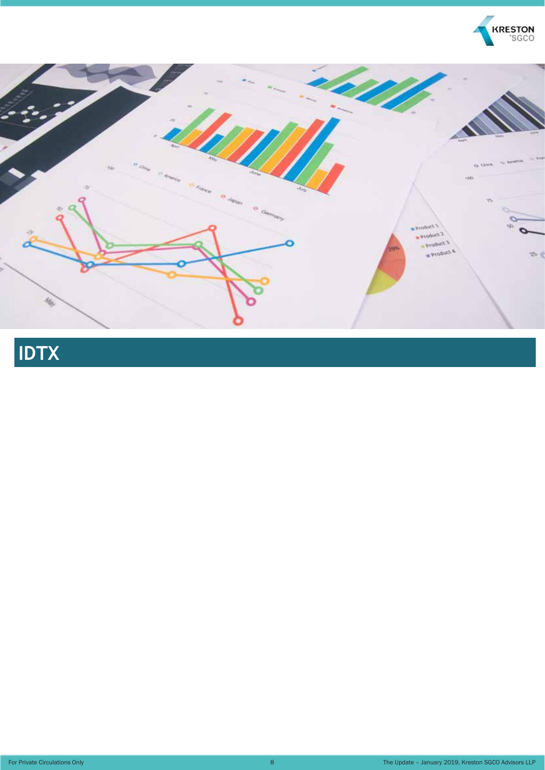# IDTX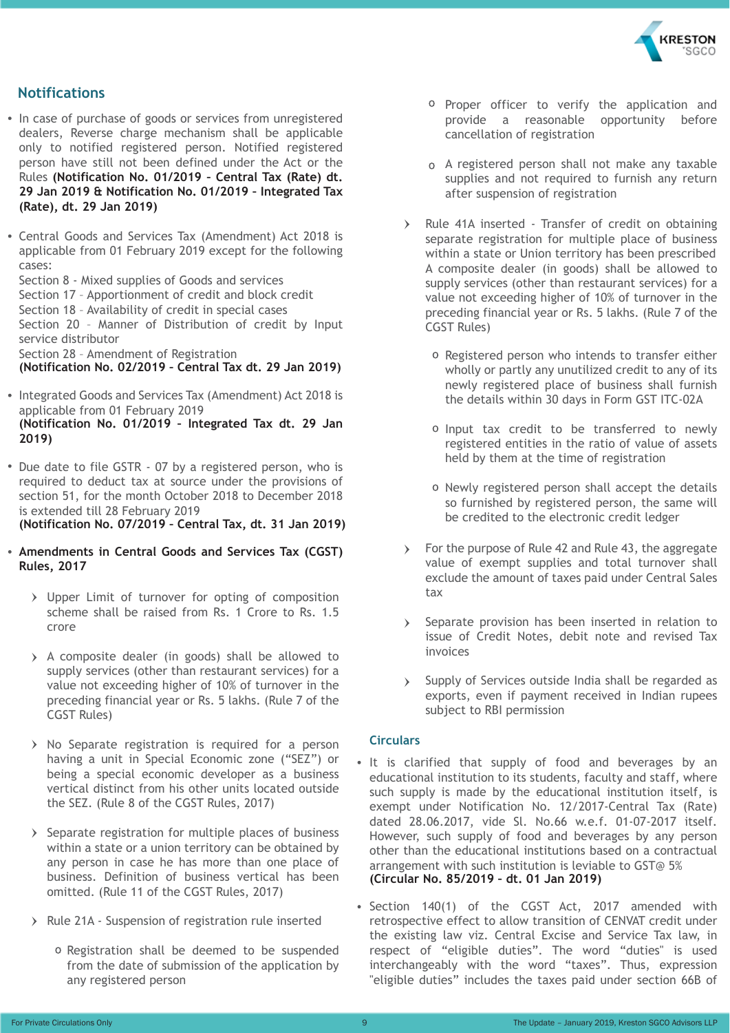## Notifications

- In case of purchase of goods or services from unregistered dealers, Reverse charge mechanism shall be applicable only to notified registered person. Notified registered person have still not been defined under the Act or the Rules **(Notification No. 01/2019 – Central Tax (Rate) dt. 29 Jan 2019 & Notification No. 01/2019 – Integrated Tax (Rate), dt. 29 Jan 2019)**

- Central Goods and Services Tax (Amendment) Act 2018 is applicable from 01 February 2019 except for the following cases:
  Section 8 - Mixed supplies of Goods and services
  Section 17 – Apportionment of credit and block credit
  Section 18 – Availability of credit in special cases
  Section 20 – Manner of Distribution of credit by Input service distributor
  Section 28 – Amendment of Registration
  **(Notification No. 02/2019 – Central Tax dt. 29 Jan 2019)**

- Integrated Goods and Services Tax (Amendment) Act 2018 is applicable from 01 February 2019
  **(Notification No. 01/2019 – Integrated Tax dt. 29 Jan 2019)**

- Due date to file GSTR – 07 by a registered person, who is required to deduct tax at source under the provisions of section 51, for the month October 2018 to December 2018 is extended till 28 February 2019
  **(Notification No. 07/2019 – Central Tax, dt. 31 Jan 2019)**

- **Amendments in Central Goods and Services Tax (CGST) Rules, 2017**

  - Upper Limit of turnover for opting of composition scheme shall be raised from Rs. 1 Crore to Rs. 1.5 crore

  - A composite dealer (in goods) shall be allowed to supply services (other than restaurant services) for a value not exceeding higher of 10% of turnover in the preceding financial year or Rs. 5 lakhs. (Rule 7 of the CGST Rules)

  - No Separate registration is required for a person having a unit in Special Economic zone ("SEZ") or being a special economic developer as a business vertical distinct from his other units located outside the SEZ. (Rule 8 of the CGST Rules, 2017)

  - Separate registration for multiple places of business within a state or a union territory can be obtained by any person in case he has more than one place of business. Definition of business vertical has been omitted. (Rule 11 of the CGST Rules, 2017)

  - Rule 21A - Suspension of registration rule inserted

    - Registration shall be deemed to be suspended from the date of submission of the application by any registered person

    - Proper officer to verify the application and provide a reasonable opportunity before cancellation of registration

    - A registered person shall not make any taxable supplies and not required to furnish any return after suspension of registration

  - Rule 41A inserted - Transfer of credit on obtaining separate registration for multiple place of business within a state or Union territory has been prescribed A composite dealer (in goods) shall be allowed to supply services (other than restaurant services) for a value not exceeding higher of 10% of turnover in the preceding financial year or Rs. 5 lakhs. (Rule 7 of the CGST Rules)

    - Registered person who intends to transfer either wholly or partly any unutilized credit to any of its newly registered place of business shall furnish the details within 30 days in Form GST ITC-02A

    - Input tax credit to be transferred to newly registered entities in the ratio of value of assets held by them at the time of registration

    - Newly registered person shall accept the details so furnished by registered person, the same will be credited to the electronic credit ledger

  - For the purpose of Rule 42 and Rule 43, the aggregate value of exempt supplies and total turnover shall exclude the amount of taxes paid under Central Sales tax

  - Separate provision has been inserted in relation to issue of Credit Notes, debit note and revised Tax invoices

  - Supply of Services outside India shall be regarded as exports, even if payment received in Indian rupees subject to RBI permission

### Circulars

- It is clarified that supply of food and beverages by an educational institution to its students, faculty and staff, where such supply is made by the educational institution itself, is exempt under Notification No. 12/2017-Central Tax (Rate) dated 28.06.2017, vide Sl. No.66 w.e.f. 01-07-2017 itself. However, such supply of food and beverages by any person other than the educational institutions based on a contractual arrangement with such institution is leviable to GST@ 5%
  **(Circular No. 85/2019 - dt. 01 Jan 2019)**

- Section 140(1) of the CGST Act, 2017 amended with retrospective effect to allow transition of CENVAT credit under the existing law viz. Central Excise and Service Tax law, in respect of "eligible duties". The word "duties" is used interchangeably with the word "taxes". Thus, expression "eligible duties" includes the taxes paid under section 66B of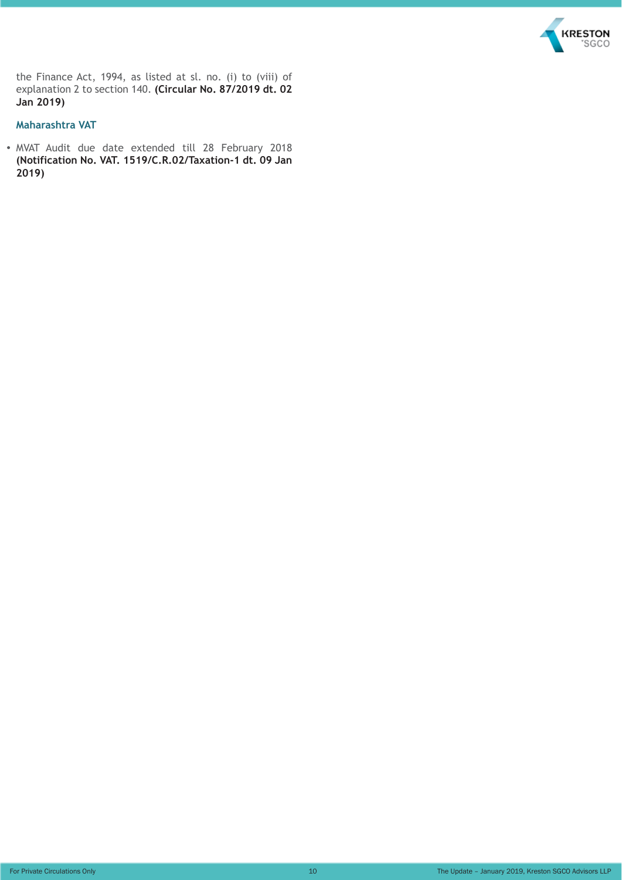the Finance Act, 1994, as listed at sl. no. (i) to (viii) of explanation 2 to section 140. **(Circular No. 87/2019 dt. 02 Jan 2019)**

### Maharashtra VAT

- MVAT Audit due date extended till 28 February 2018 **(Notification No. VAT. 1519/C.R.02/Taxation-1 dt. 09 Jan 2019)**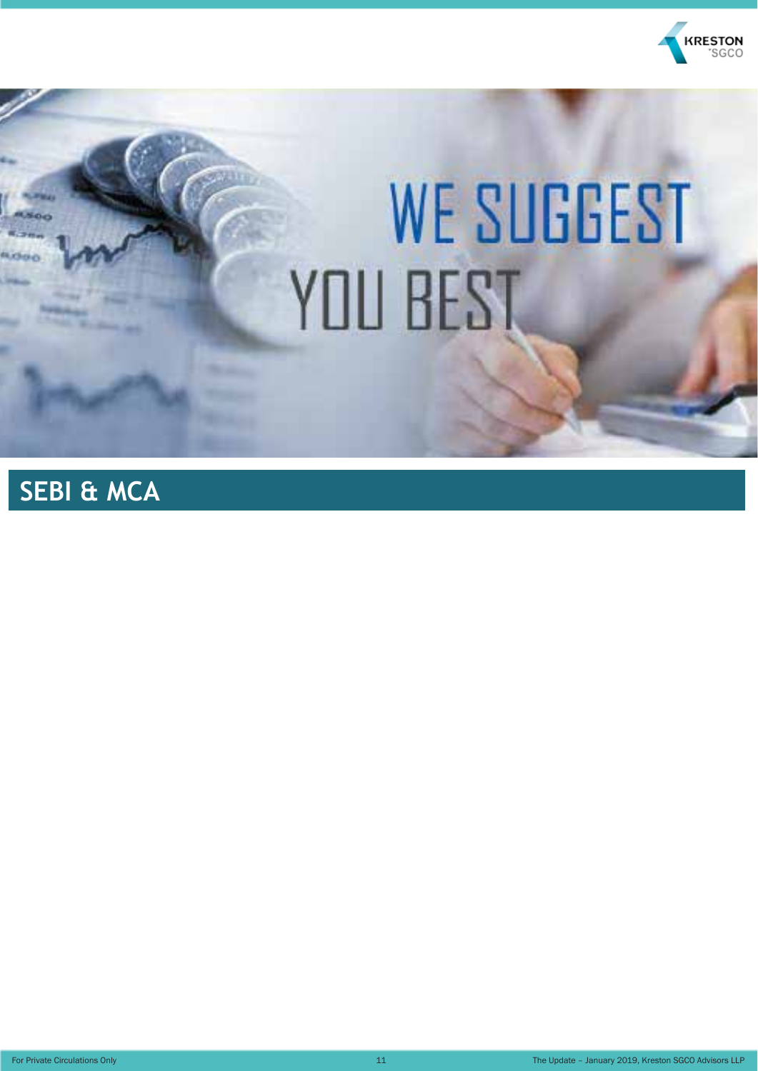# SEBI & MCA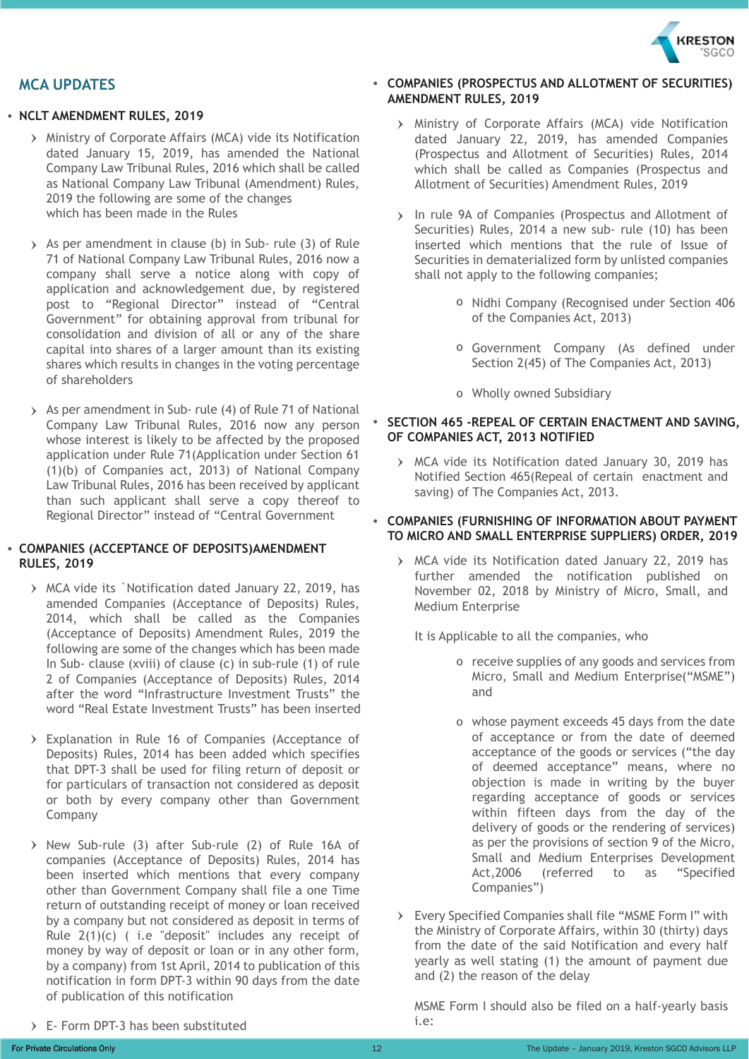## MCA UPDATES

- **NCLT AMENDMENT RULES, 2019**

  - Ministry of Corporate Affairs (MCA) vide its Notification dated January 15, 2019, has amended the National Company Law Tribunal Rules, 2016 which shall be called as National Company Law Tribunal (Amendment) Rules, 2019 the following are some of the changes which has been made in the Rules

  - As per amendment in clause (b) in Sub- rule (3) of Rule 71 of National Company Law Tribunal Rules, 2016 now a company shall serve a notice along with copy of application and acknowledgement due, by registered post to "Regional Director" instead of "Central Government" for obtaining approval from tribunal for consolidation and division of all or any of the share capital into shares of a larger amount than its existing shares which results in changes in the voting percentage of shareholders

  - As per amendment in Sub- rule (4) of Rule 71 of National Company Law Tribunal Rules, 2016 now any person whose interest is likely to be affected by the proposed application under Rule 71(Application under Section 61 (1)(b) of Companies act, 2013) of National Company Law Tribunal Rules, 2016 has been received by applicant than such applicant shall serve a copy thereof to Regional Director" instead of "Central Government

- **COMPANIES (ACCEPTANCE OF DEPOSITS)AMENDMENT RULES, 2019**

  - MCA vide its `Notification dated January 22, 2019, has amended Companies (Acceptance of Deposits) Rules, 2014, which shall be called as the Companies (Acceptance of Deposits) Amendment Rules, 2019 the following are some of the changes which has been made In Sub- clause (xviii) of clause (c) in sub-rule (1) of rule 2 of Companies (Acceptance of Deposits) Rules, 2014 after the word "Infrastructure Investment Trusts" the word "Real Estate Investment Trusts" has been inserted

  - Explanation in Rule 16 of Companies (Acceptance of Deposits) Rules, 2014 has been added which specifies that DPT-3 shall be used for filing return of deposit or for particulars of transaction not considered as deposit or both by every company other than Government Company

  - New Sub-rule (3) after Sub-rule (2) of Rule 16A of companies (Acceptance of Deposits) Rules, 2014 has been inserted which mentions that every company other than Government Company shall file a one Time return of outstanding receipt of money or loan received by a company but not considered as deposit in terms of Rule 2(1)(c) ( i.e "deposit" includes any receipt of money by way of deposit or loan or in any other form, by a company) from 1st April, 2014 to publication of this notification in form DPT-3 within 90 days from the date of publication of this notification

  - E- Form DPT-3 has been substituted

- **COMPANIES (PROSPECTUS AND ALLOTMENT OF SECURITIES) AMENDMENT RULES, 2019**

  - Ministry of Corporate Affairs (MCA) vide Notification dated January 22, 2019, has amended Companies (Prospectus and Allotment of Securities) Rules, 2014 which shall be called as Companies (Prospectus and Allotment of Securities) Amendment Rules, 2019

  - In rule 9A of Companies (Prospectus and Allotment of Securities) Rules, 2014 a new sub- rule (10) has been inserted which mentions that the rule of Issue of Securities in dematerialized form by unlisted companies shall not apply to the following companies;

    - Nidhi Company (Recognised under Section 406 of the Companies Act, 2013)
    - Government Company (As defined under Section 2(45) of The Companies Act, 2013)
    - Wholly owned Subsidiary

- **SECTION 465 -REPEAL OF CERTAIN ENACTMENT AND SAVING, OF COMPANIES ACT, 2013 NOTIFIED**

  - MCA vide its Notification dated January 30, 2019 has Notified Section 465(Repeal of certain enactment and saving) of The Companies Act, 2013.

- **COMPANIES (FURNISHING OF INFORMATION ABOUT PAYMENT TO MICRO AND SMALL ENTERPRISE SUPPLIERS) ORDER, 2019**

  - MCA vide its Notification dated January 22, 2019 has further amended the notification published on November 02, 2018 by Ministry of Micro, Small, and Medium Enterprise

    It is Applicable to all the companies, who

    - receive supplies of any goods and services from Micro, Small and Medium Enterprise("MSME") and
    - whose payment exceeds 45 days from the date of acceptance or from the date of deemed acceptance of the goods or services ("the day of deemed acceptance" means, where no objection is made in writing by the buyer regarding acceptance of goods or services within fifteen days from the day of the delivery of goods or the rendering of services) as per the provisions of section 9 of the Micro, Small and Medium Enterprises Development Act,2006 (referred to as "Specified Companies")

  - Every Specified Companies shall file "MSME Form I" with the Ministry of Corporate Affairs, within 30 (thirty) days from the date of the said Notification and every half yearly as well stating (1) the amount of payment due and (2) the reason of the delay

    MSME Form I should also be filed on a half-yearly basis i.e: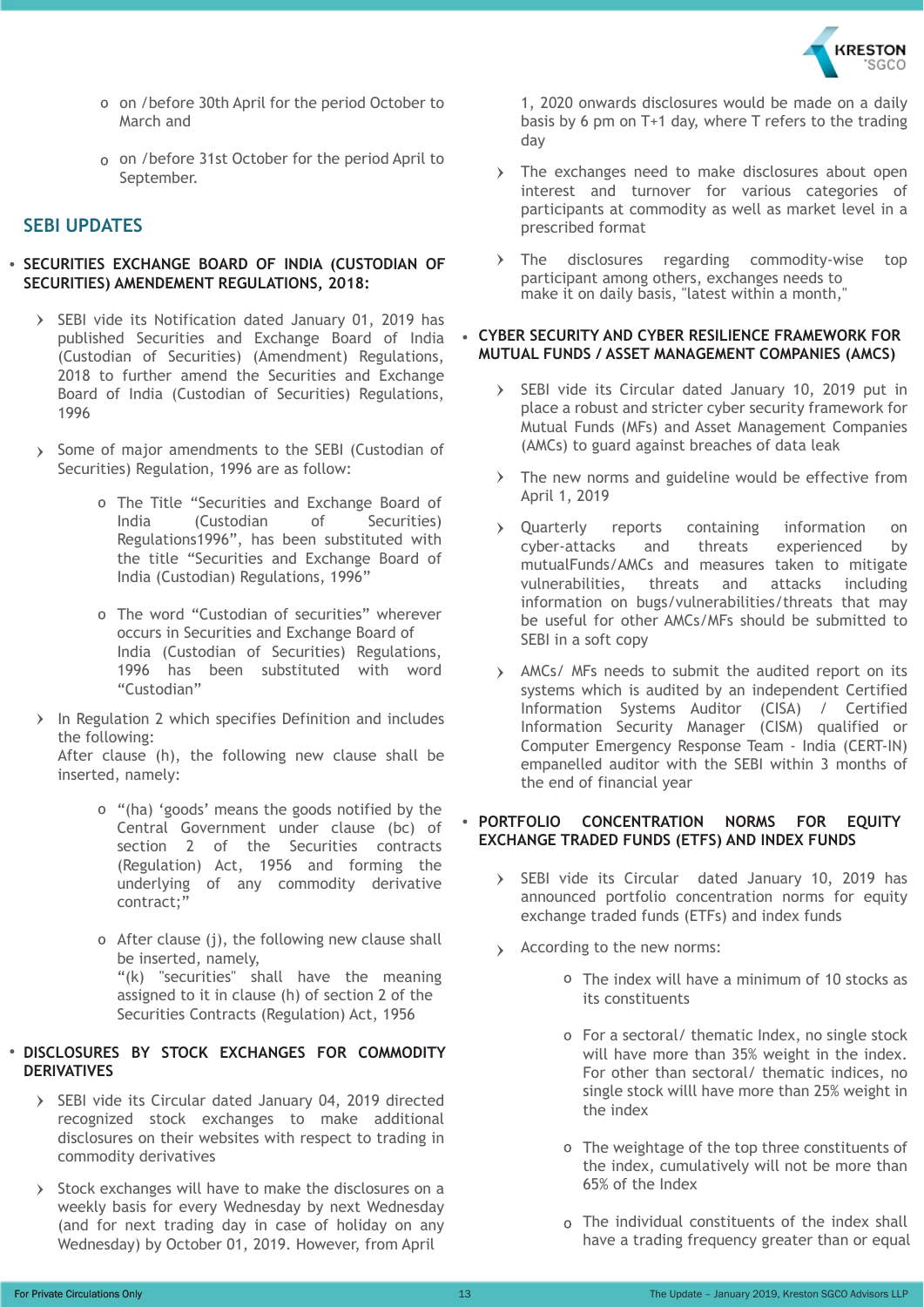- on /before 30th April for the period October to March and
- on /before 31st October for the period April to September.

## SEBI UPDATES

- **SECURITIES EXCHANGE BOARD OF INDIA (CUSTODIAN OF SECURITIES) AMENDEMENT REGULATIONS, 2018:**

  - SEBI vide its Notification dated January 01, 2019 has published Securities and Exchange Board of India (Custodian of Securities) (Amendment) Regulations, 2018 to further amend the Securities and Exchange Board of India (Custodian of Securities) Regulations, 1996
  - Some of major amendments to the SEBI (Custodian of Securities) Regulation, 1996 are as follow:
    - The Title "Securities and Exchange Board of India (Custodian of Securities) Regulations1996", has been substituted with the title "Securities and Exchange Board of India (Custodian) Regulations, 1996"
    - The word "Custodian of securities" wherever occurs in Securities and Exchange Board of India (Custodian of Securities) Regulations, 1996 has been substituted with word "Custodian"
  - In Regulation 2 which specifies Definition and includes the following:
    After clause (h), the following new clause shall be inserted, namely:
    - "(ha) 'goods' means the goods notified by the Central Government under clause (bc) of section 2 of the Securities contracts (Regulation) Act, 1956 and forming the underlying of any commodity derivative contract;"
    - After clause (j), the following new clause shall be inserted, namely,
      "(k) "securities" shall have the meaning assigned to it in clause (h) of section 2 of the Securities Contracts (Regulation) Act, 1956

- **DISCLOSURES BY STOCK EXCHANGES FOR COMMODITY DERIVATIVES**

  - SEBI vide its Circular dated January 04, 2019 directed recognized stock exchanges to make additional disclosures on their websites with respect to trading in commodity derivatives
  - Stock exchanges will have to make the disclosures on a weekly basis for every Wednesday by next Wednesday (and for next trading day in case of holiday on any Wednesday) by October 01, 2019. However, from April 1, 2020 onwards disclosures would be made on a daily basis by 6 pm on T+1 day, where T refers to the trading day
  - The exchanges need to make disclosures about open interest and turnover for various categories of participants at commodity as well as market level in a prescribed format
  - The disclosures regarding commodity-wise top participant among others, exchanges needs to make it on daily basis, "latest within a month,"

- **CYBER SECURITY AND CYBER RESILIENCE FRAMEWORK FOR MUTUAL FUNDS / ASSET MANAGEMENT COMPANIES (AMCS)**

  - SEBI vide its Circular dated January 10, 2019 put in place a robust and stricter cyber security framework for Mutual Funds (MFs) and Asset Management Companies (AMCs) to guard against breaches of data leak
  - The new norms and guideline would be effective from April 1, 2019
  - Quarterly reports containing information on cyber-attacks and threats experienced by mutualFunds/AMCs and measures taken to mitigate vulnerabilities, threats and attacks including information on bugs/vulnerabilities/threats that may be useful for other AMCs/MFs should be submitted to SEBI in a soft copy
  - AMCs/ MFs needs to submit the audited report on its systems which is audited by an independent Certified Information Systems Auditor (CISA) / Certified Information Security Manager (CISM) qualified or Computer Emergency Response Team - India (CERT-IN) empanelled auditor with the SEBI within 3 months of the end of financial year

- **PORTFOLIO CONCENTRATION NORMS FOR EQUITY EXCHANGE TRADED FUNDS (ETFS) AND INDEX FUNDS**

  - SEBI vide its Circular dated January 10, 2019 has announced portfolio concentration norms for equity exchange traded funds (ETFs) and index funds
  - According to the new norms:
    - The index will have a minimum of 10 stocks as its constituents
    - For a sectoral/ thematic Index, no single stock will have more than 35% weight in the index. For other than sectoral/ thematic indices, no single stock willl have more than 25% weight in the index
    - The weightage of the top three constituents of the index, cumulatively will not be more than 65% of the Index
    - The individual constituents of the index shall have a trading frequency greater than or equal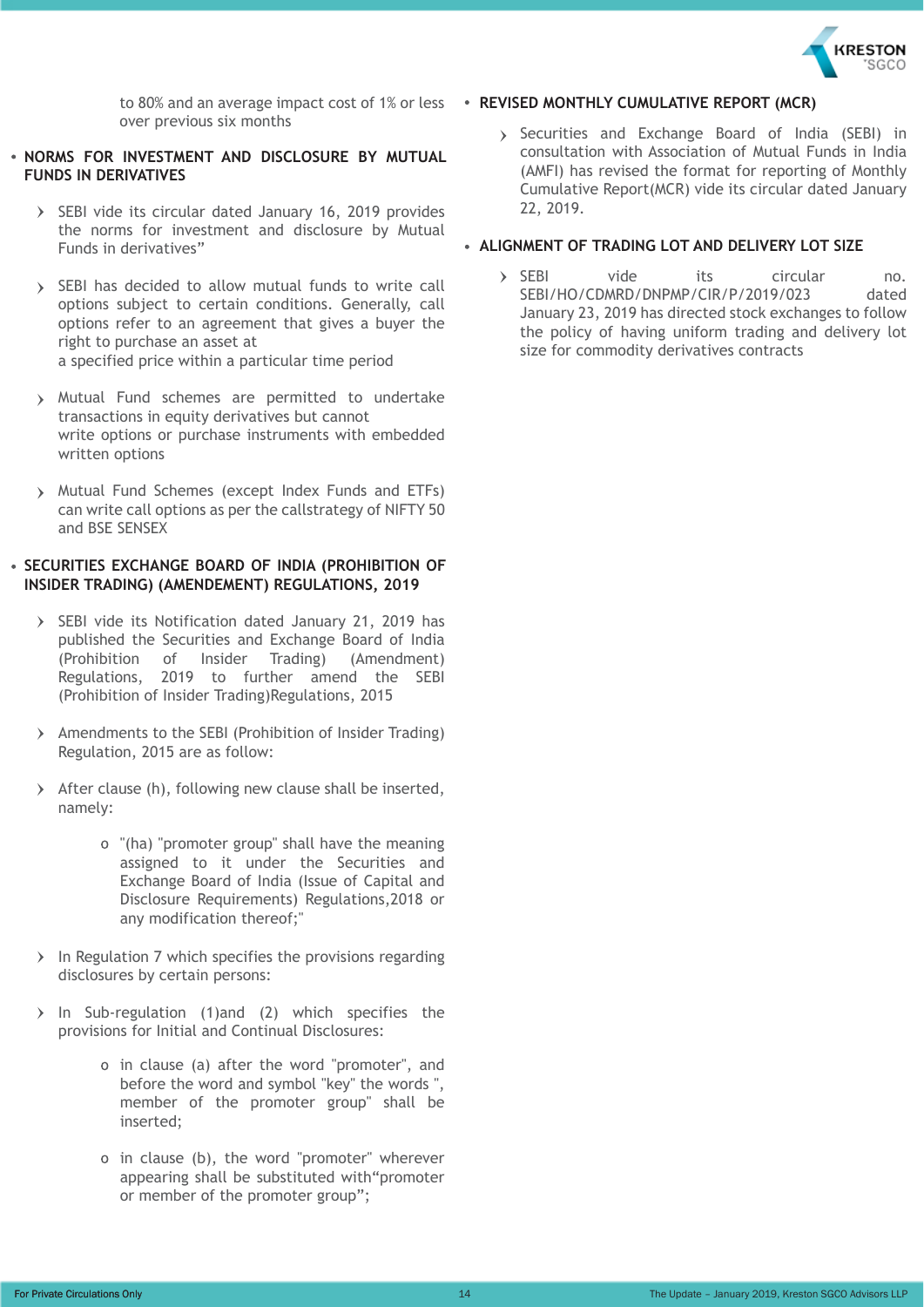to 80% and an average impact cost of 1% or less over previous six months

- **NORMS FOR INVESTMENT AND DISCLOSURE BY MUTUAL FUNDS IN DERIVATIVES**

  - SEBI vide its circular dated January 16, 2019 provides the norms for investment and disclosure by Mutual Funds in derivatives"

  - SEBI has decided to allow mutual funds to write call options subject to certain conditions. Generally, call options refer to an agreement that gives a buyer the right to purchase an asset at a specified price within a particular time period

  - Mutual Fund schemes are permitted to undertake transactions in equity derivatives but cannot write options or purchase instruments with embedded written options

  - Mutual Fund Schemes (except Index Funds and ETFs) can write call options as per the callstrategy of NIFTY 50 and BSE SENSEX

- **SECURITIES EXCHANGE BOARD OF INDIA (PROHIBITION OF INSIDER TRADING) (AMENDEMENT) REGULATIONS, 2019**

  - SEBI vide its Notification dated January 21, 2019 has published the Securities and Exchange Board of India (Prohibition of Insider Trading) (Amendment) Regulations, 2019 to further amend the SEBI (Prohibition of Insider Trading)Regulations, 2015

  - Amendments to the SEBI (Prohibition of Insider Trading) Regulation, 2015 are as follow:

  - After clause (h), following new clause shall be inserted, namely:

    - "(ha) "promoter group" shall have the meaning assigned to it under the Securities and Exchange Board of India (Issue of Capital and Disclosure Requirements) Regulations,2018 or any modification thereof;"

  - In Regulation 7 which specifies the provisions regarding disclosures by certain persons:

  - In Sub-regulation (1)and (2) which specifies the provisions for Initial and Continual Disclosures:

    - in clause (a) after the word "promoter", and before the word and symbol "key" the words ", member of the promoter group" shall be inserted;

    - in clause (b), the word "promoter" wherever appearing shall be substituted with"promoter or member of the promoter group";

- **REVISED MONTHLY CUMULATIVE REPORT (MCR)**

  - Securities and Exchange Board of India (SEBI) in consultation with Association of Mutual Funds in India (AMFI) has revised the format for reporting of Monthly Cumulative Report(MCR) vide its circular dated January 22, 2019.

- **ALIGNMENT OF TRADING LOT AND DELIVERY LOT SIZE**

  - SEBI vide its circular no. SEBI/HO/CDMRD/DNPMP/CIR/P/2019/023 dated January 23, 2019 has directed stock exchanges to follow the policy of having uniform trading and delivery lot size for commodity derivatives contracts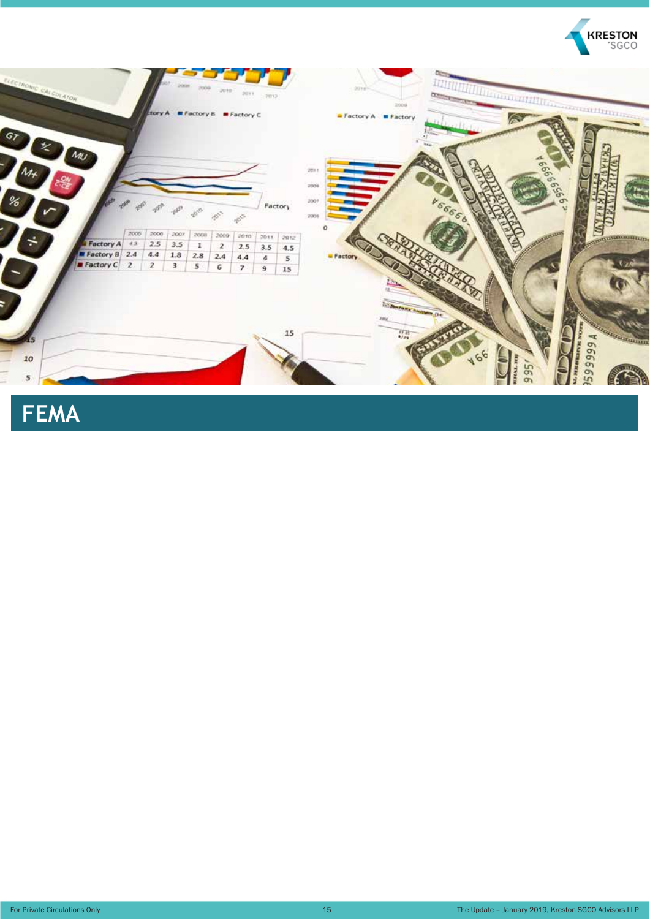# FEMA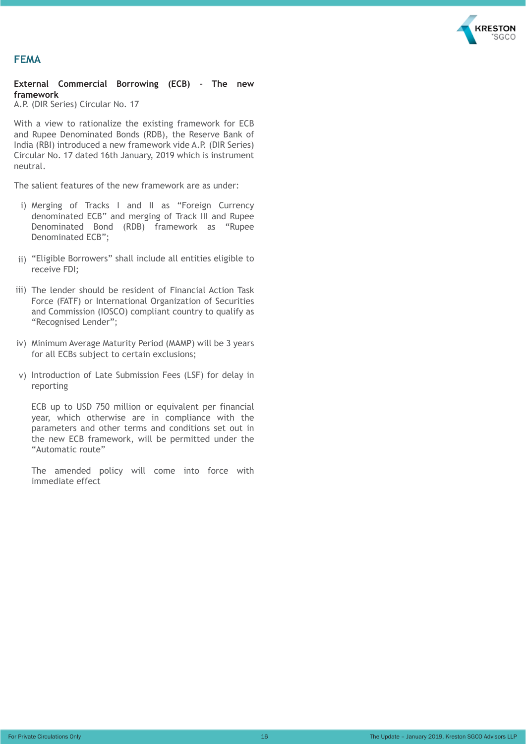# FEMA

**External Commercial Borrowing (ECB) – The new framework**
A.P. (DIR Series) Circular No. 17

With a view to rationalize the existing framework for ECB and Rupee Denominated Bonds (RDB), the Reserve Bank of India (RBI) introduced a new framework vide A.P. (DIR Series) Circular No. 17 dated 16th January, 2019 which is instrument neutral.

The salient features of the new framework are as under:

i) Merging of Tracks I and II as “Foreign Currency denominated ECB” and merging of Track III and Rupee Denominated Bond (RDB) framework as “Rupee Denominated ECB”;

ii) “Eligible Borrowers” shall include all entities eligible to receive FDI;

iii) The lender should be resident of Financial Action Task Force (FATF) or International Organization of Securities and Commission (IOSCO) compliant country to qualify as “Recognised Lender”;

iv) Minimum Average Maturity Period (MAMP) will be 3 years for all ECBs subject to certain exclusions;

v) Introduction of Late Submission Fees (LSF) for delay in reporting

ECB up to USD 750 million or equivalent per financial year, which otherwise are in compliance with the parameters and other terms and conditions set out in the new ECB framework, will be permitted under the “Automatic route”

The amended policy will come into force with immediate effect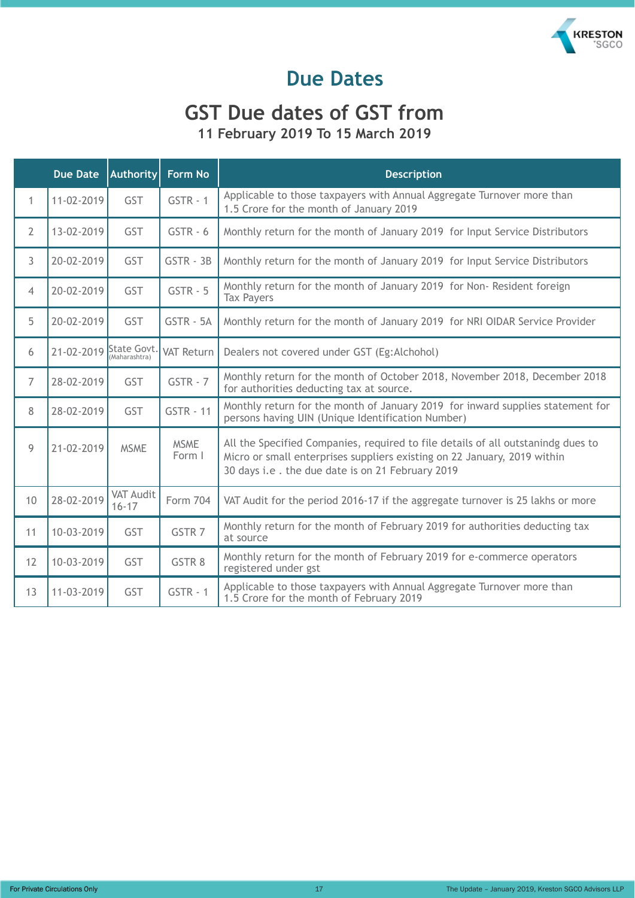# Due Dates

## GST Due dates of GST from

### 11 February 2019 To 15 March 2019

| | Due Date | Authority | Form No | Description |
|---|---|---|---|---|
| 1 | 11-02-2019 | GST | GSTR - 1 | Applicable to those taxpayers with Annual Aggregate Turnover more than 1.5 Crore for the month of January 2019 |
| 2 | 13-02-2019 | GST | GSTR - 6 | Monthly return for the month of January 2019 for Input Service Distributors |
| 3 | 20-02-2019 | GST | GSTR - 3B | Monthly return for the month of January 2019 for Input Service Distributors |
| 4 | 20-02-2019 | GST | GSTR - 5 | Monthly return for the month of January 2019 for Non- Resident foreign Tax Payers |
| 5 | 20-02-2019 | GST | GSTR - 5A | Monthly return for the month of January 2019 for NRI OIDAR Service Provider |
| 6 | 21-02-2019 | State Govt. (Maharashtra) | VAT Return | Dealers not covered under GST (Eg:Alchohol) |
| 7 | 28-02-2019 | GST | GSTR - 7 | Monthly return for the month of October 2018, November 2018, December 2018 for authorities deducting tax at source. |
| 8 | 28-02-2019 | GST | GSTR - 11 | Monthly return for the month of January 2019 for inward supplies statement for persons having UIN (Unique Identification Number) |
| 9 | 21-02-2019 | MSME | MSME Form I | All the Specified Companies, required to file details of all outstanindg dues to Micro or small enterprises suppliers existing on 22 January, 2019 within 30 days i.e . the due date is on 21 February 2019 |
| 10 | 28-02-2019 | VAT Audit 16-17 | Form 704 | VAT Audit for the period 2016-17 if the aggregate turnover is 25 lakhs or more |
| 11 | 10-03-2019 | GST | GSTR 7 | Monthly return for the month of February 2019 for authorities deducting tax at source |
| 12 | 10-03-2019 | GST | GSTR 8 | Monthly return for the month of February 2019 for e-commerce operators registered under gst |
| 13 | 11-03-2019 | GST | GSTR - 1 | Applicable to those taxpayers with Annual Aggregate Turnover more than 1.5 Crore for the month of February 2019 |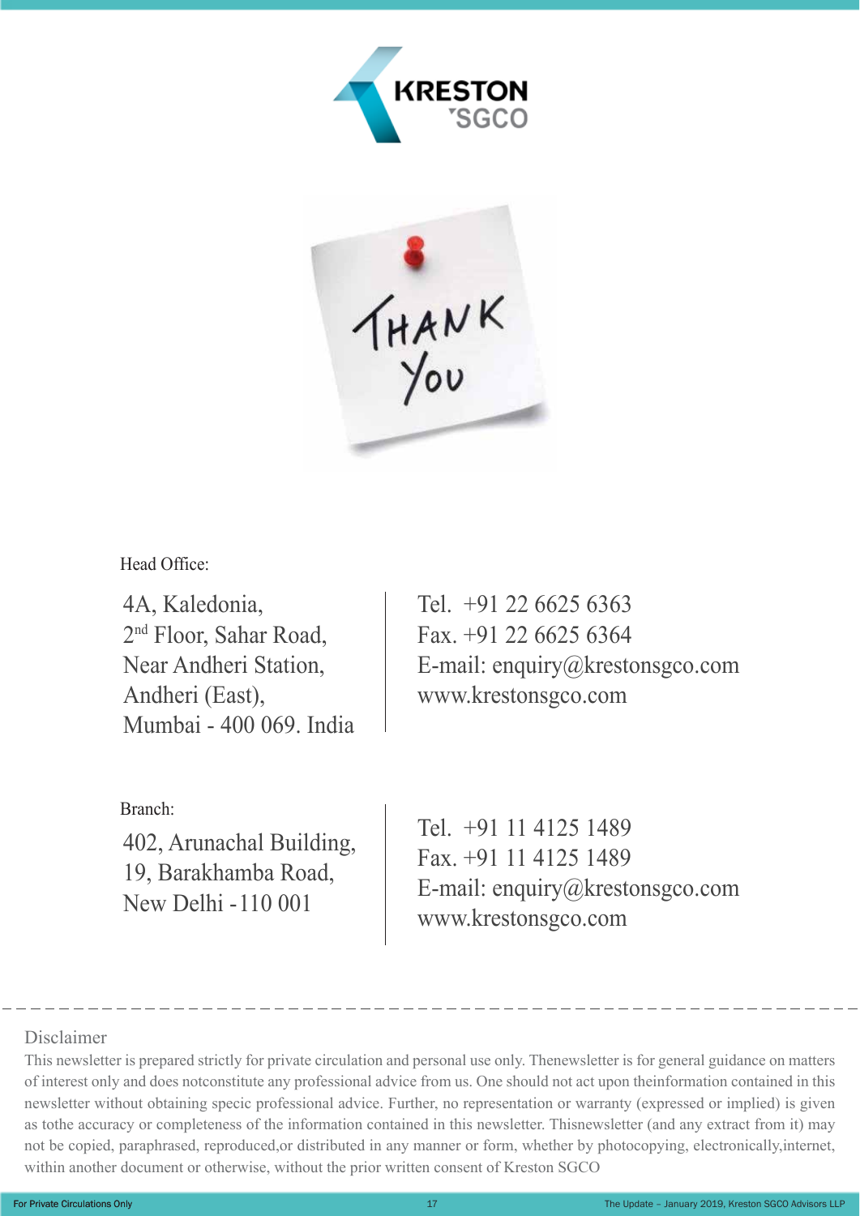KRESTON SGCO

THANK YOU

Head Office:

4A, Kaledonia,
2nd Floor, Sahar Road,
Near Andheri Station,
Andheri (East),
Mumbai - 400 069. India

Tel. +91 22 6625 6363
Fax. +91 22 6625 6364
E-mail: enquiry@krestonsgco.com
www.krestonsgco.com

Branch:

402, Arunachal Building,
19, Barakhamba Road,
New Delhi -110 001

Tel. +91 11 4125 1489
Fax. +91 11 4125 1489
E-mail: enquiry@krestonsgco.com
www.krestonsgco.com

Disclaimer

This newsletter is prepared strictly for private circulation and personal use only. Thenewsletter is for general guidance on matters of interest only and does notconstitute any professional advice from us. One should not act upon theinformation contained in this newsletter without obtaining specic professional advice. Further, no representation or warranty (expressed or implied) is given as tothe accuracy or completeness of the information contained in this newsletter. Thisnewsletter (and any extract from it) may not be copied, paraphrased, reproduced,or distributed in any manner or form, whether by photocopying, electronically,internet, within another document or otherwise, without the prior written consent of Kreston SGCO